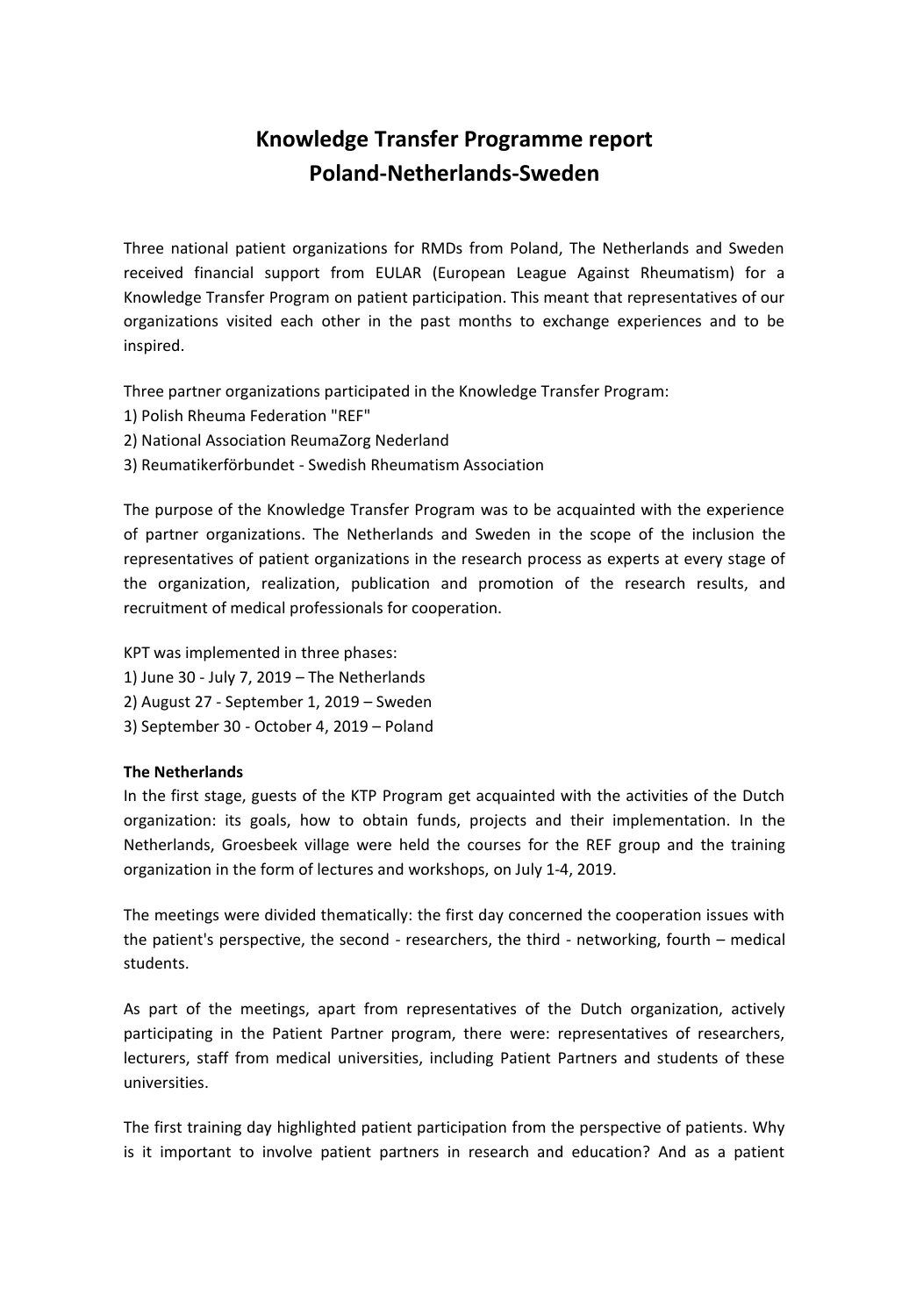# Knowledge Transfer Programme report
# Poland-Netherlands-Sweden

Three national patient organizations for RMDs from Poland, The Netherlands and Sweden received financial support from EULAR (European League Against Rheumatism) for a Knowledge Transfer Program on patient participation. This meant that representatives of our organizations visited each other in the past months to exchange experiences and to be inspired.

Three partner organizations participated in the Knowledge Transfer Program:
1) Polish Rheuma Federation "REF"
2) National Association ReumaZorg Nederland
3) Reumatikerförbundet - Swedish Rheumatism Association

The purpose of the Knowledge Transfer Program was to be acquainted with the experience of partner organizations. The Netherlands and Sweden in the scope of the inclusion the representatives of patient organizations in the research process as experts at every stage of the organization, realization, publication and promotion of the research results, and recruitment of medical professionals for cooperation.

KPT was implemented in three phases:
1) June 30 - July 7, 2019 – The Netherlands
2) August 27 - September 1, 2019 – Sweden
3) September 30 - October 4, 2019 – Poland

**The Netherlands**

In the first stage, guests of the KTP Program get acquainted with the activities of the Dutch organization: its goals, how to obtain funds, projects and their implementation. In the Netherlands, Groesbeek village were held the courses for the REF group and the training organization in the form of lectures and workshops, on July 1-4, 2019.

The meetings were divided thematically: the first day concerned the cooperation issues with the patient's perspective, the second - researchers, the third - networking, fourth – medical students.

As part of the meetings, apart from representatives of the Dutch organization, actively participating in the Patient Partner program, there were: representatives of researchers, lecturers, staff from medical universities, including Patient Partners and students of these universities.

The first training day highlighted patient participation from the perspective of patients. Why is it important to involve patient partners in research and education? And as a patient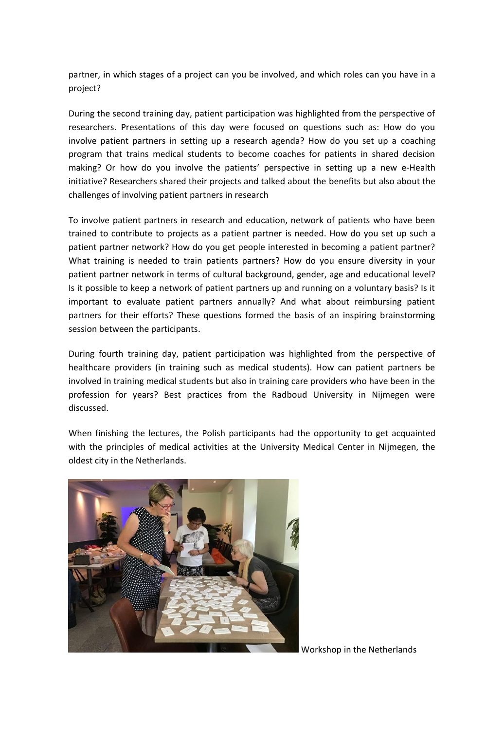partner, in which stages of a project can you be involved, and which roles can you have in a project?

During the second training day, patient participation was highlighted from the perspective of researchers. Presentations of this day were focused on questions such as: How do you involve patient partners in setting up a research agenda? How do you set up a coaching program that trains medical students to become coaches for patients in shared decision making? Or how do you involve the patients' perspective in setting up a new e-Health initiative? Researchers shared their projects and talked about the benefits but also about the challenges of involving patient partners in research

To involve patient partners in research and education, network of patients who have been trained to contribute to projects as a patient partner is needed. How do you set up such a patient partner network? How do you get people interested in becoming a patient partner? What training is needed to train patients partners? How do you ensure diversity in your patient partner network in terms of cultural background, gender, age and educational level? Is it possible to keep a network of patient partners up and running on a voluntary basis? Is it important to evaluate patient partners annually? And what about reimbursing patient partners for their efforts? These questions formed the basis of an inspiring brainstorming session between the participants.

During fourth training day, patient participation was highlighted from the perspective of healthcare providers (in training such as medical students). How can patient partners be involved in training medical students but also in training care providers who have been in the profession for years? Best practices from the Radboud University in Nijmegen were discussed.

When finishing the lectures, the Polish participants had the opportunity to get acquainted with the principles of medical activities at the University Medical Center in Nijmegen, the oldest city in the Netherlands.

Workshop in the Netherlands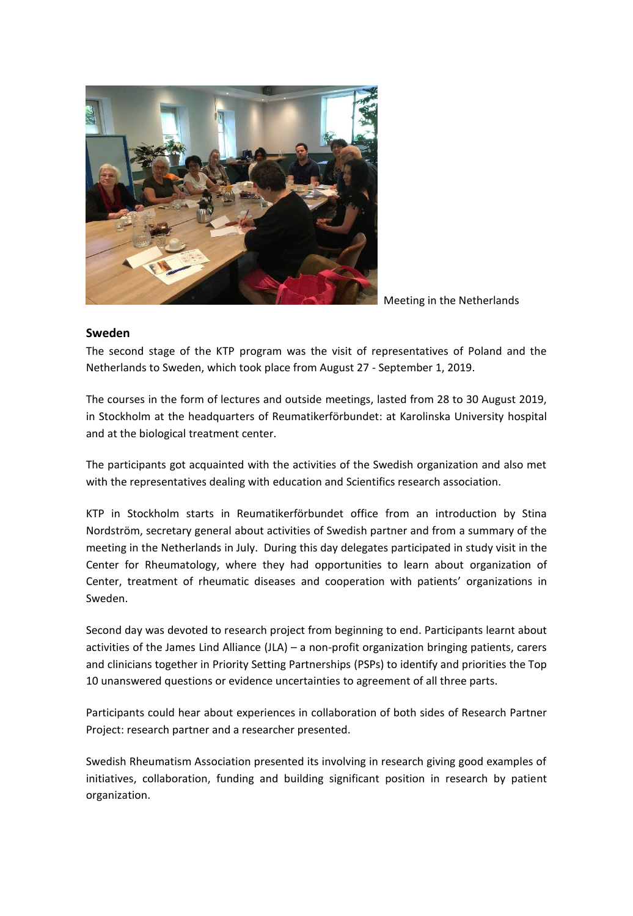Meeting in the Netherlands

## Sweden

The second stage of the KTP program was the visit of representatives of Poland and the Netherlands to Sweden, which took place from August 27 - September 1, 2019.

The courses in the form of lectures and outside meetings, lasted from 28 to 30 August 2019, in Stockholm at the headquarters of Reumatikerförbundet: at Karolinska University hospital and at the biological treatment center.

The participants got acquainted with the activities of the Swedish organization and also met with the representatives dealing with education and Scientifics research association.

KTP in Stockholm starts in Reumatikerförbundet office from an introduction by Stina Nordström, secretary general about activities of Swedish partner and from a summary of the meeting in the Netherlands in July. During this day delegates participated in study visit in the Center for Rheumatology, where they had opportunities to learn about organization of Center, treatment of rheumatic diseases and cooperation with patients' organizations in Sweden.

Second day was devoted to research project from beginning to end. Participants learnt about activities of the James Lind Alliance (JLA) – a non-profit organization bringing patients, carers and clinicians together in Priority Setting Partnerships (PSPs) to identify and priorities the Top 10 unanswered questions or evidence uncertainties to agreement of all three parts.

Participants could hear about experiences in collaboration of both sides of Research Partner Project: research partner and a researcher presented.

Swedish Rheumatism Association presented its involving in research giving good examples of initiatives, collaboration, funding and building significant position in research by patient organization.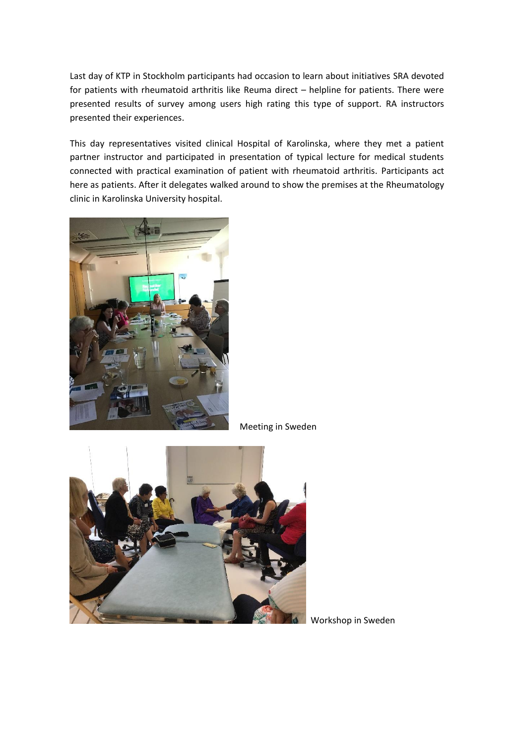Last day of KTP in Stockholm participants had occasion to learn about initiatives SRA devoted for patients with rheumatoid arthritis like Reuma direct – helpline for patients. There were presented results of survey among users high rating this type of support. RA instructors presented their experiences.

This day representatives visited clinical Hospital of Karolinska, where they met a patient partner instructor and participated in presentation of typical lecture for medical students connected with practical examination of patient with rheumatoid arthritis. Participants act here as patients. After it delegates walked around to show the premises at the Rheumatology clinic in Karolinska University hospital.

Meeting in Sweden

Workshop in Sweden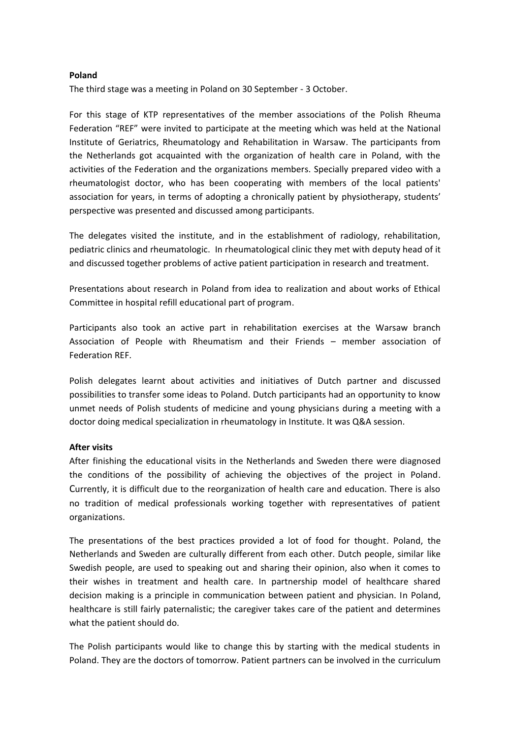**Poland**

The third stage was a meeting in Poland on 30 September - 3 October.

For this stage of KTP representatives of the member associations of the Polish Rheuma Federation "REF" were invited to participate at the meeting which was held at the National Institute of Geriatrics, Rheumatology and Rehabilitation in Warsaw. The participants from the Netherlands got acquainted with the organization of health care in Poland, with the activities of the Federation and the organizations members. Specially prepared video with a rheumatologist doctor, who has been cooperating with members of the local patients' association for years, in terms of adopting a chronically patient by physiotherapy, students' perspective was presented and discussed among participants.

The delegates visited the institute, and in the establishment of radiology, rehabilitation, pediatric clinics and rheumatologic. In rheumatological clinic they met with deputy head of it and discussed together problems of active patient participation in research and treatment.

Presentations about research in Poland from idea to realization and about works of Ethical Committee in hospital refill educational part of program.

Participants also took an active part in rehabilitation exercises at the Warsaw branch Association of People with Rheumatism and their Friends – member association of Federation REF.

Polish delegates learnt about activities and initiatives of Dutch partner and discussed possibilities to transfer some ideas to Poland. Dutch participants had an opportunity to know unmet needs of Polish students of medicine and young physicians during a meeting with a doctor doing medical specialization in rheumatology in Institute. It was Q&A session.

**After visits**

After finishing the educational visits in the Netherlands and Sweden there were diagnosed the conditions of the possibility of achieving the objectives of the project in Poland. Currently, it is difficult due to the reorganization of health care and education. There is also no tradition of medical professionals working together with representatives of patient organizations.

The presentations of the best practices provided a lot of food for thought. Poland, the Netherlands and Sweden are culturally different from each other. Dutch people, similar like Swedish people, are used to speaking out and sharing their opinion, also when it comes to their wishes in treatment and health care. In partnership model of healthcare shared decision making is a principle in communication between patient and physician. In Poland, healthcare is still fairly paternalistic; the caregiver takes care of the patient and determines what the patient should do.

The Polish participants would like to change this by starting with the medical students in Poland. They are the doctors of tomorrow. Patient partners can be involved in the curriculum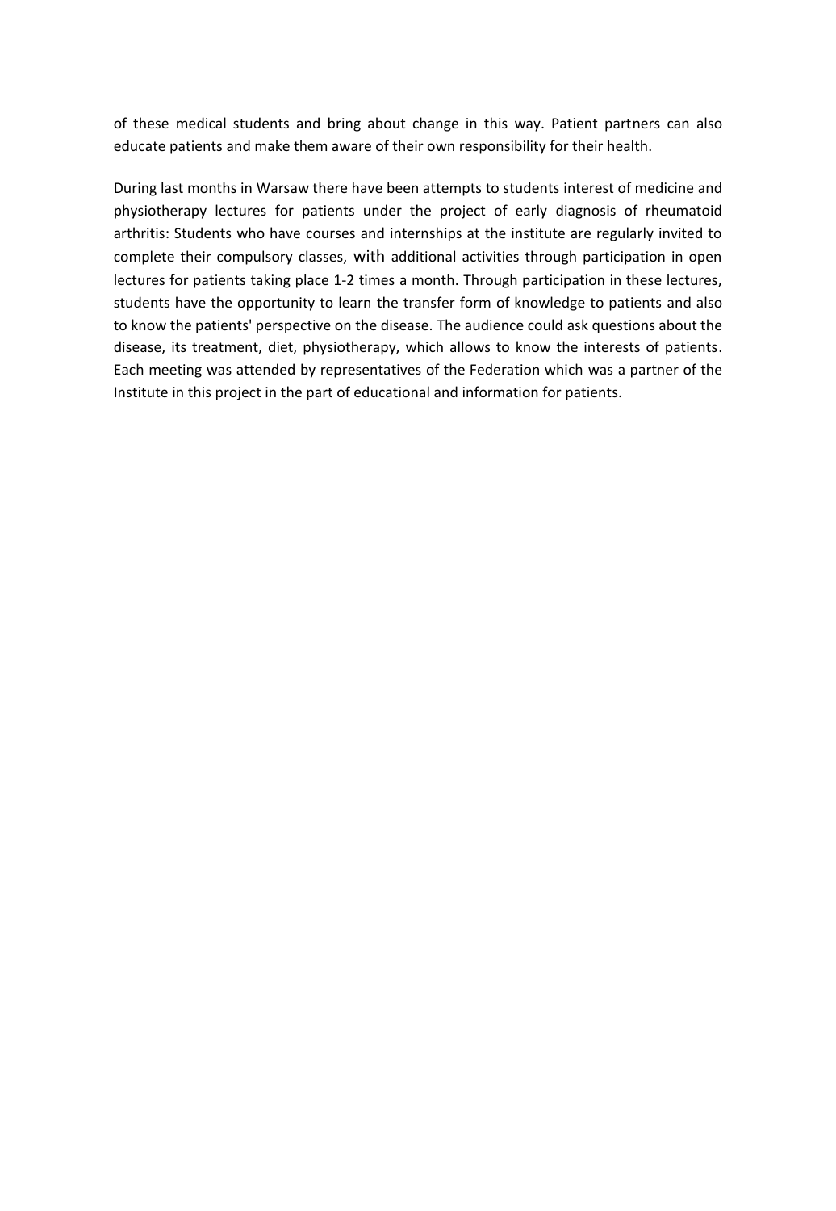of these medical students and bring about change in this way. Patient partners can also educate patients and make them aware of their own responsibility for their health.

During last months in Warsaw there have been attempts to students interest of medicine and physiotherapy lectures for patients under the project of early diagnosis of rheumatoid arthritis: Students who have courses and internships at the institute are regularly invited to complete their compulsory classes, with additional activities through participation in open lectures for patients taking place 1-2 times a month. Through participation in these lectures, students have the opportunity to learn the transfer form of knowledge to patients and also to know the patients' perspective on the disease. The audience could ask questions about the disease, its treatment, diet, physiotherapy, which allows to know the interests of patients. Each meeting was attended by representatives of the Federation which was a partner of the Institute in this project in the part of educational and information for patients.